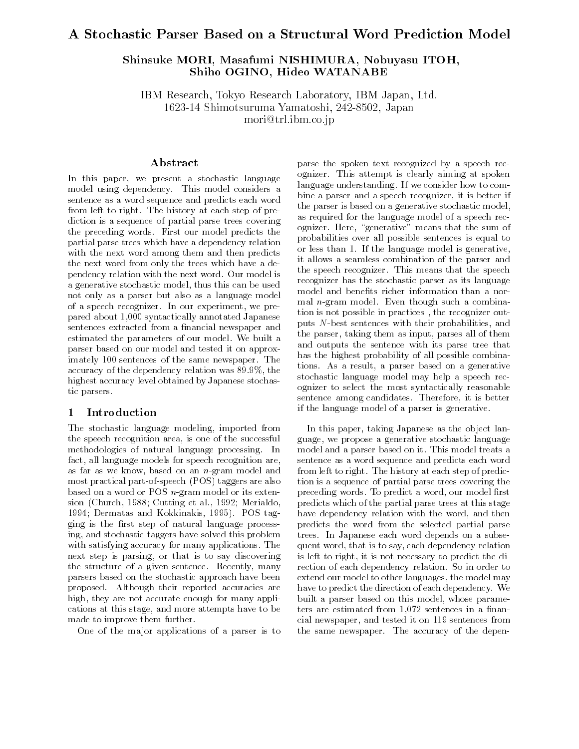# A Stochastic Parser Based on a Structural Word Prediction Model

**Shinsuke MORI, Masafumi NISHIMURA, Nobuyasu ITOH, Shiho OGINO, Hideo WATANABE**

IBM Research, Tokyo Research Laboratory, IBM Japan, Ltd.
1623-14 Shimotsuruma Yamatoshi, 242-8502, Japan
mori@trl.ibm.co.jp

## Abstract

In this paper, we present a stochastic language model using dependency. This model considers a sentence as a word sequence and predicts each word from left to right. The history at each step of prediction is a sequence of partial parse trees covering the preceding words. First our model predicts the partial parse trees which have a dependency relation with the next word among them and then predicts the next word from only the trees which have a dependency relation with the next word. Our model is a generative stochastic model, thus this can be used not only as a parser but also as a language model of a speech recognizer. In our experiment, we prepared about 1,000 syntactically annotated Japanese sentences extracted from a financial newspaper and estimated the parameters of our model. We built a parser based on our model and tested it on approximately 100 sentences of the same newspaper. The accuracy of the dependency relation was 89.9%, the highest accuracy level obtained by Japanese stochastic parsers.

## 1 Introduction

The stochastic language modeling, imported from the speech recognition area, is one of the successful methodologies of natural language processing. In fact, all language models for speech recognition are, as far as we know, based on an $n$-gram model and most practical part-of-speech (POS) taggers are also based on a word or POS $n$-gram model or its extension (Church, 1988; Cutting et al., 1992; Merialdo, 1994; Dermatas and Kokkinakis, 1995). POS tagging is the first step of natural language processing, and stochastic taggers have solved this problem with satisfying accuracy for many applications. The next step is parsing, or that is to say discovering the structure of a given sentence. Recently, many parsers based on the stochastic approach have been proposed. Although their reported accuracies are high, they are not accurate enough for many applications at this stage, and more attempts have to be made to improve them further.

One of the major applications of a parser is to parse the spoken text recognized by a speech recognizer. This attempt is clearly aiming at spoken language understanding. If we consider how to combine a parser and a speech recognizer, it is better if the parser is based on a generative stochastic model, as required for the language model of a speech recognizer. Here, "generative" means that the sum of probabilities over all possible sentences is equal to or less than 1. If the language model is generative, it allows a seamless combination of the parser and the speech recognizer. This means that the speech recognizer has the stochastic parser as its language model and benefits richer information than a normal $n$-gram model. Even though such a combination is not possible in practices , the recognizer outputs $N$-best sentences with their probabilities, and the parser, taking them as input, parses all of them and outputs the sentence with its parse tree that has the highest probability of all possible combinations. As a result, a parser based on a generative stochastic language model may help a speech recognizer to select the most syntactically reasonable sentence among candidates. Therefore, it is better if the language model of a parser is generative.

In this paper, taking Japanese as the object language, we propose a generative stochastic language model and a parser based on it. This model treats a sentence as a word sequence and predicts each word from left to right. The history at each step of prediction is a sequence of partial parse trees covering the preceding words. To predict a word, our model first predicts which of the partial parse trees at this stage have dependency relation with the word, and then predicts the word from the selected partial parse trees. In Japanese each word depends on a subsequent word, that is to say, each dependency relation is left to right, it is not necessary to predict the direction of each dependency relation. So in order to extend our model to other languages, the model may have to predict the direction of each dependency. We built a parser based on this model, whose parameters are estimated from 1,072 sentences in a financial newspaper, and tested it on 119 sentences from the same newspaper. The accuracy of the depen-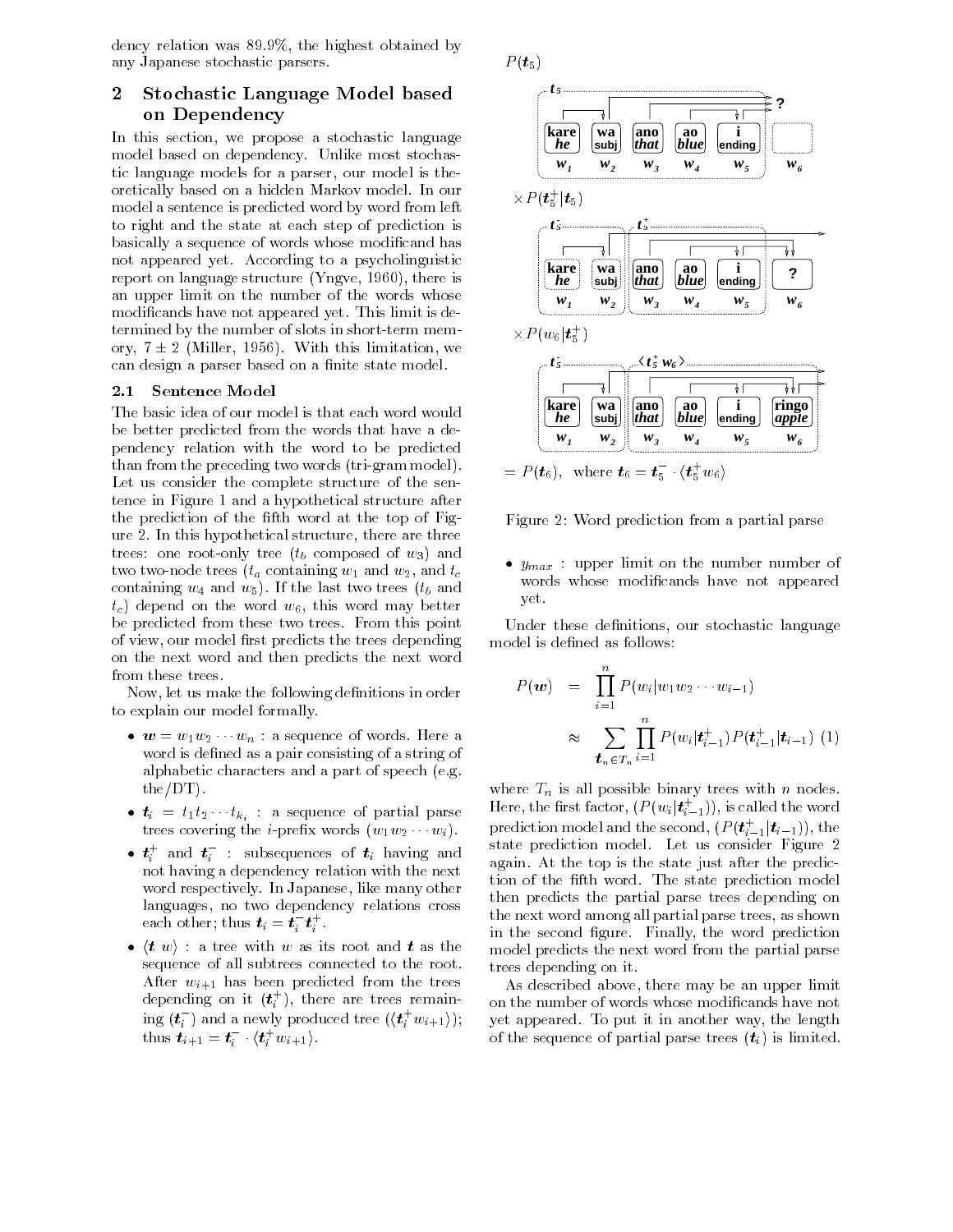dency relation was 89.9%, the highest obtained by any Japanese stochastic parsers.

## 2 Stochastic Language Model based on Dependency

In this section, we propose a stochastic language model based on dependency. Unlike most stochastic language models for a parser, our model is theoretically based on a hidden Markov model. In our model a sentence is predicted word by word from left to right and the state at each step of prediction is basically a sequence of words whose modificand has not appeared yet. According to a psycholinguistic report on language structure (Yngve, 1960), there is an upper limit on the number of the words whose modificands have not appeared yet. This limit is determined by the number of slots in short-term memory, $7 \pm 2$ (Miller, 1956). With this limitation, we can design a parser based on a finite state model.

### 2.1 Sentence Model

The basic idea of our model is that each word would be better predicted from the words that have a dependency relation with the word to be predicted than from the preceding two words (tri-gram model). Let us consider the complete structure of the sentence in Figure 1 and a hypothetical structure after the prediction of the fifth word at the top of Figure 2. In this hypothetical structure, there are three trees: one root-only tree ($t_b$ composed of $w_3$) and two two-node trees ($t_a$ containing $w_1$ and $w_2$, and $t_c$ containing $w_4$ and $w_5$). If the last two trees ($t_b$ and $t_c$) depend on the word $w_6$, this word may better be predicted from these two trees. From this point of view, our model first predicts the trees depending on the next word and then predicts the next word from these trees.

Now, let us make the following definitions in order to explain our model formally.

- $\boldsymbol{w} = w_1 w_2 \cdots w_n$ : a sequence of words. Here a word is defined as a pair consisting of a string of alphabetic characters and a part of speech (e.g. the/DT).
- $\boldsymbol{t}_i = t_1 t_2 \cdots t_{k_i}$ : a sequence of partial parse trees covering the $i$-prefix words ($w_1 w_2 \cdots w_i$).
- $\boldsymbol{t}_i^+$ and $\boldsymbol{t}_i^-$ : subsequences of $\boldsymbol{t}_i$ having and not having a dependency relation with the next word respectively. In Japanese, like many other languages, no two dependency relations cross each other; thus $\boldsymbol{t}_i = \boldsymbol{t}_i^- \boldsymbol{t}_i^+$.
- $\langle \boldsymbol{t}\ w \rangle$ : a tree with $w$ as its root and $\boldsymbol{t}$ as the sequence of all subtrees connected to the root. After $w_{i+1}$ has been predicted from the trees depending on it ($\boldsymbol{t}_i^+$), there are trees remaining ($\boldsymbol{t}_i^-$) and a newly produced tree ($\langle \boldsymbol{t}_i^+ w_{i+1} \rangle$); thus $\boldsymbol{t}_{i+1} = \boldsymbol{t}_i^- \cdot \langle \boldsymbol{t}_i^+ w_{i+1} \rangle$.
- $y_{max}$ : upper limit on the number number of words whose modificands have not appeared yet.

$P(\boldsymbol{t}_5)$ $\times P(\boldsymbol{t}_5^+|\boldsymbol{t}_5)$ $\times P(w_6|\boldsymbol{t}_5^+)$ $= P(\boldsymbol{t}_6)$, where $\boldsymbol{t}_6 = \boldsymbol{t}_5^- \cdot \langle \boldsymbol{t}_5^+ w_6 \rangle$

Figure 2: Word prediction from a partial parse

Under these definitions, our stochastic language model is defined as follows:

$$
\begin{aligned}
P(\boldsymbol{w}) &= \prod_{i=1}^{n} P(w_i | w_1 w_2 \cdots w_{i-1}) \\
&\approx \sum_{\boldsymbol{t}_n \in T_n} \prod_{i=1}^{n} P(w_i | \boldsymbol{t}_{i-1}^+) P(\boldsymbol{t}_{i-1}^+ | \boldsymbol{t}_{i-1}) \quad (1)
\end{aligned}
$$

where $T_n$ is all possible binary trees with $n$ nodes. Here, the first factor, ($P(w_i|\boldsymbol{t}_{i-1}^+)$), is called the word prediction model and the second, ($P(\boldsymbol{t}_{i-1}^+|\boldsymbol{t}_{i-1})$), the state prediction model. Let us consider Figure 2 again. At the top is the state just after the prediction of the fifth word. The state prediction model then predicts the partial parse trees depending on the next word among all partial parse trees, as shown in the second figure. Finally, the word prediction model predicts the next word from the partial parse trees depending on it.

As described above, there may be an upper limit on the number of words whose modificands have not yet appeared. To put it in another way, the length of the sequence of partial parse trees ($\boldsymbol{t}_i$) is limited.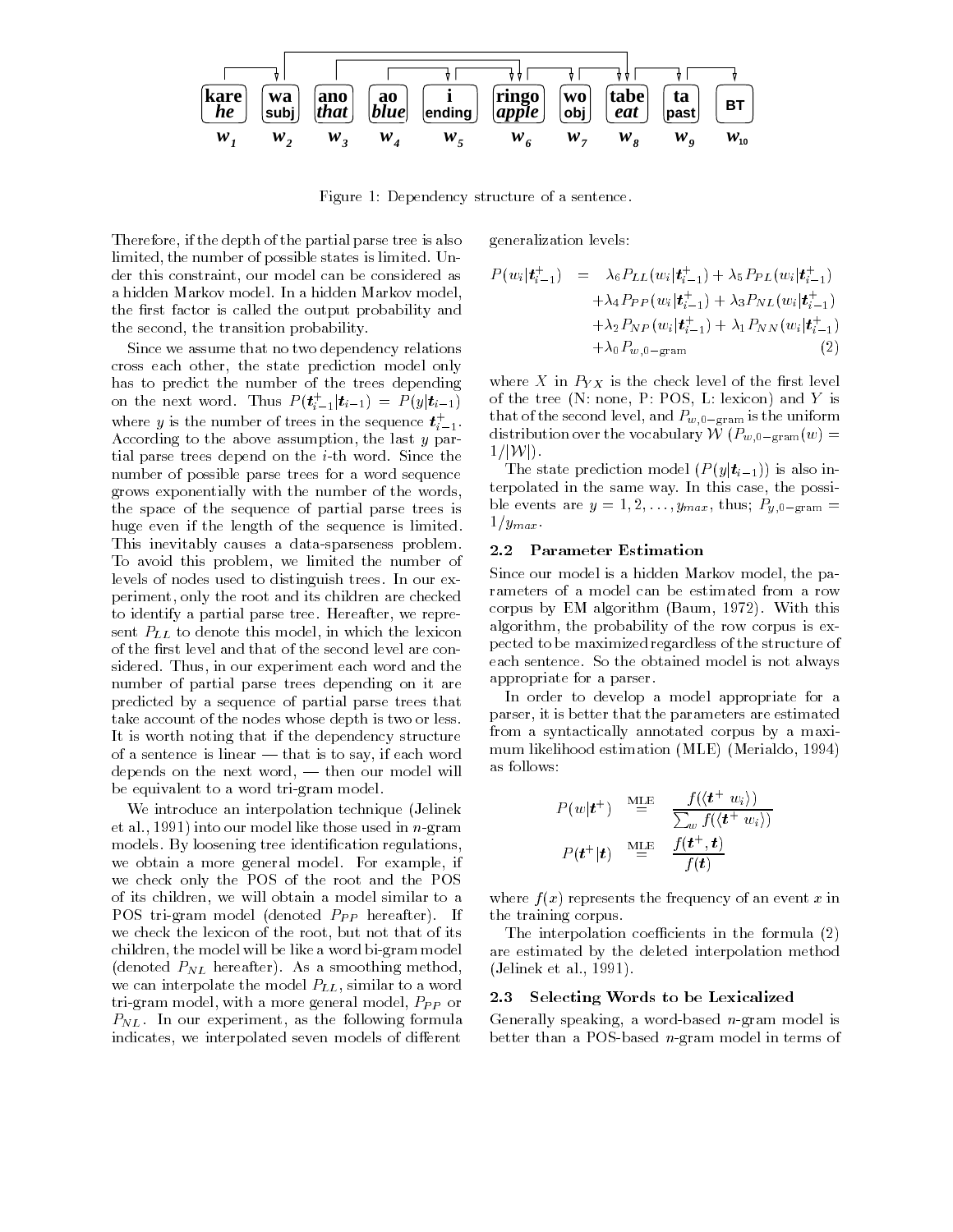kare wa ano ao i ringo wo tabe ta BT

he subj that blue ending apple obj eat past

$w_1$ $w_2$ $w_3$ $w_4$ $w_5$ $w_6$ $w_7$ $w_8$ $w_9$ $w_{10}$

Figure 1: Dependency structure of a sentence.

Therefore, if the depth of the partial parse tree is also limited, the number of possible states is limited. Under this constraint, our model can be considered as a hidden Markov model. In a hidden Markov model, the first factor is called the output probability and the second, the transition probability.

Since we assume that no two dependency relations cross each other, the state prediction model only has to predict the number of the trees depending on the next word. Thus $P(\boldsymbol{t}_{i-1}^{+}|\boldsymbol{t}_{i-1}) = P(y|\boldsymbol{t}_{i-1})$ where $y$ is the number of trees in the sequence $\boldsymbol{t}_{i-1}^{+}$. According to the above assumption, the last $y$ partial parse trees depend on the $i$-th word. Since the number of possible parse trees for a word sequence grows exponentially with the number of the words, the space of the sequence of partial parse trees is huge even if the length of the sequence is limited. This inevitably causes a data-sparseness problem. To avoid this problem, we limited the number of levels of nodes used to distinguish trees. In our experiment, only the root and its children are checked to identify a partial parse tree. Hereafter, we represent $P_{LL}$ to denote this model, in which the lexicon of the first level and that of the second level are considered. Thus, in our experiment each word and the number of partial parse trees depending on it are predicted by a sequence of partial parse trees that take account of the nodes whose depth is two or less. It is worth noting that if the dependency structure of a sentence is linear — that is to say, if each word depends on the next word, — then our model will be equivalent to a word tri-gram model.

We introduce an interpolation technique (Jelinek et al., 1991) into our model like those used in $n$-gram models. By loosening tree identification regulations, we obtain a more general model. For example, if we check only the POS of the root and the POS of its children, we will obtain a model similar to a POS tri-gram model (denoted $P_{PP}$ hereafter). If we check the lexicon of the root, but not that of its children, the model will be like a word bi-gram model (denoted $P_{NL}$ hereafter). As a smoothing method, we can interpolate the model $P_{LL}$, similar to a word tri-gram model, with a more general model, $P_{PP}$ or $P_{NL}$. In our experiment, as the following formula indicates, we interpolated seven models of different generalization levels:

$$
\begin{aligned}
P(w_i|\boldsymbol{t}_{i-1}^{+}) \;=\;& \lambda_6 P_{LL}(w_i|\boldsymbol{t}_{i-1}^{+}) + \lambda_5 P_{PL}(w_i|\boldsymbol{t}_{i-1}^{+}) \\
&+\lambda_4 P_{PP}(w_i|\boldsymbol{t}_{i-1}^{+}) + \lambda_3 P_{NL}(w_i|\boldsymbol{t}_{i-1}^{+}) \\
&+\lambda_2 P_{NP}(w_i|\boldsymbol{t}_{i-1}^{+}) + \lambda_1 P_{NN}(w_i|\boldsymbol{t}_{i-1}^{+}) \\
&+\lambda_0 P_{w,0\text{-gram}} \qquad (2)
\end{aligned}
$$

where $X$ in $P_{YX}$ is the check level of the first level of the tree (N: none, P: POS, L: lexicon) and $Y$ is that of the second level, and $P_{w,0\text{-gram}}$ is the uniform distribution over the vocabulary $\mathcal{W}$ ($P_{w,0\text{-gram}}(w) = 1/|\mathcal{W}|$).

The state prediction model ($P(y|\boldsymbol{t}_{i-1})$) is also interpolated in the same way. In this case, the possible events are $y = 1, 2, \ldots, y_{max}$, thus; $P_{y,0\text{-gram}} = 1/y_{max}$.

### 2.2 Parameter Estimation

Since our model is a hidden Markov model, the parameters of a model can be estimated from a row corpus by EM algorithm (Baum, 1972). With this algorithm, the probability of the row corpus is expected to be maximized regardless of the structure of each sentence. So the obtained model is not always appropriate for a parser.

In order to develop a model appropriate for a parser, it is better that the parameters are estimated from a syntactically annotated corpus by a maximum likelihood estimation (MLE) (Merialdo, 1994) as follows:

$$
P(w|\boldsymbol{t}^{+}) \stackrel{\text{MLE}}{=} \frac{f(\langle \boldsymbol{t}^{+}\ w_i\rangle)}{\sum_w f(\langle \boldsymbol{t}^{+}\ w_i\rangle)}
$$

$$
P(\boldsymbol{t}^{+}|\boldsymbol{t}) \stackrel{\text{MLE}}{=} \frac{f(\boldsymbol{t}^{+}, \boldsymbol{t})}{f(\boldsymbol{t})}
$$

where $f(x)$ represents the frequency of an event $x$ in the training corpus.

The interpolation coefficients in the formula (2) are estimated by the deleted interpolation method (Jelinek et al., 1991).

### 2.3 Selecting Words to be Lexicalized

Generally speaking, a word-based $n$-gram model is better than a POS-based $n$-gram model in terms of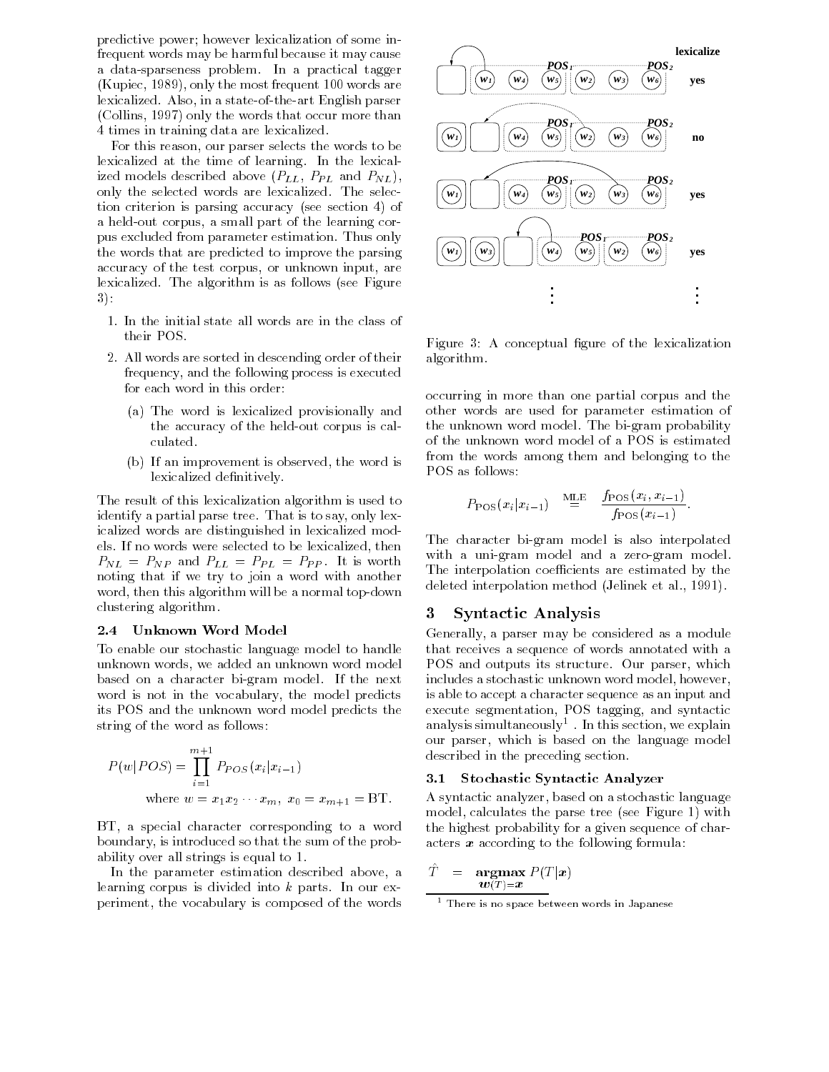predictive power; however lexicalization of some infrequent words may be harmful because it may cause a data-sparseness problem. In a practical tagger (Kupiec, 1989), only the most frequent 100 words are lexicalized. Also, in a state-of-the-art English parser (Collins, 1997) only the words that occur more than 4 times in training data are lexicalized.

For this reason, our parser selects the words to be lexicalized at the time of learning. In the lexicalized models described above ($P_{LL}$, $P_{PL}$ and $P_{NL}$), only the selected words are lexicalized. The selection criterion is parsing accuracy (see section 4) of a held-out corpus, a small part of the learning corpus excluded from parameter estimation. Thus only the words that are predicted to improve the parsing accuracy of the test corpus, or unknown input, are lexicalized. The algorithm is as follows (see Figure 3):

1. In the initial state all words are in the class of their POS.
2. All words are sorted in descending order of their frequency, and the following process is executed for each word in this order:
   (a) The word is lexicalized provisionally and the accuracy of the held-out corpus is calculated.
   (b) If an improvement is observed, the word is lexicalized definitively.

The result of this lexicalization algorithm is used to identify a partial parse tree. That is to say, only lexicalized words are distinguished in lexicalized models. If no words were selected to be lexicalized, then $P_{NL} = P_{NP}$ and $P_{LL} = P_{PL} = P_{PP}$. It is worth noting that if we try to join a word with another word, then this algorithm will be a normal top-down clustering algorithm.

### 2.4 Unknown Word Model

To enable our stochastic language model to handle unknown words, we added an unknown word model based on a character bi-gram model. If the next word is not in the vocabulary, the model predicts its POS and the unknown word model predicts the string of the word as follows:

$$P(w|POS) = \prod_{i=1}^{m+1} P_{POS}(x_i|x_{i-1})$$
$$\text{where } w = x_1 x_2 \cdots x_m,\ x_0 = x_{m+1} = \text{BT}.$$

BT, a special character corresponding to a word boundary, is introduced so that the sum of the probability over all strings is equal to 1.

In the parameter estimation described above, a learning corpus is divided into $k$ parts. In our experiment, the vocabulary is composed of the words

Figure 3: A conceptual figure of the lexicalization algorithm.

occurring in more than one partial corpus and the other words are used for parameter estimation of the unknown word model. The bi-gram probability of the unknown word model of a POS is estimated from the words among them and belonging to the POS as follows:

$$P_{\text{POS}}(x_i|x_{i-1}) \stackrel{\text{MLE}}{=} \frac{f_{\text{POS}}(x_i, x_{i-1})}{f_{\text{POS}}(x_{i-1})}.$$

The character bi-gram model is also interpolated with a uni-gram model and a zero-gram model. The interpolation coefficients are estimated by the deleted interpolation method (Jelinek et al., 1991).

## 3 Syntactic Analysis

Generally, a parser may be considered as a module that receives a sequence of words annotated with a POS and outputs its structure. Our parser, which includes a stochastic unknown word model, however, is able to accept a character sequence as an input and execute segmentation, POS tagging, and syntactic analysis simultaneously[1]. In this section, we explain our parser, which is based on the language model described in the preceding section.

### 3.1 Stochastic Syntactic Analyzer

A syntactic analyzer, based on a stochastic language model, calculates the parse tree (see Figure 1) with the highest probability for a given sequence of characters $\boldsymbol{x}$ according to the following formula:

$$\hat{T} = \mathop{\textbf{argmax}}_{\boldsymbol{w}(T)=\boldsymbol{x}} P(T|\boldsymbol{x})$$

[1] There is no space between words in Japanese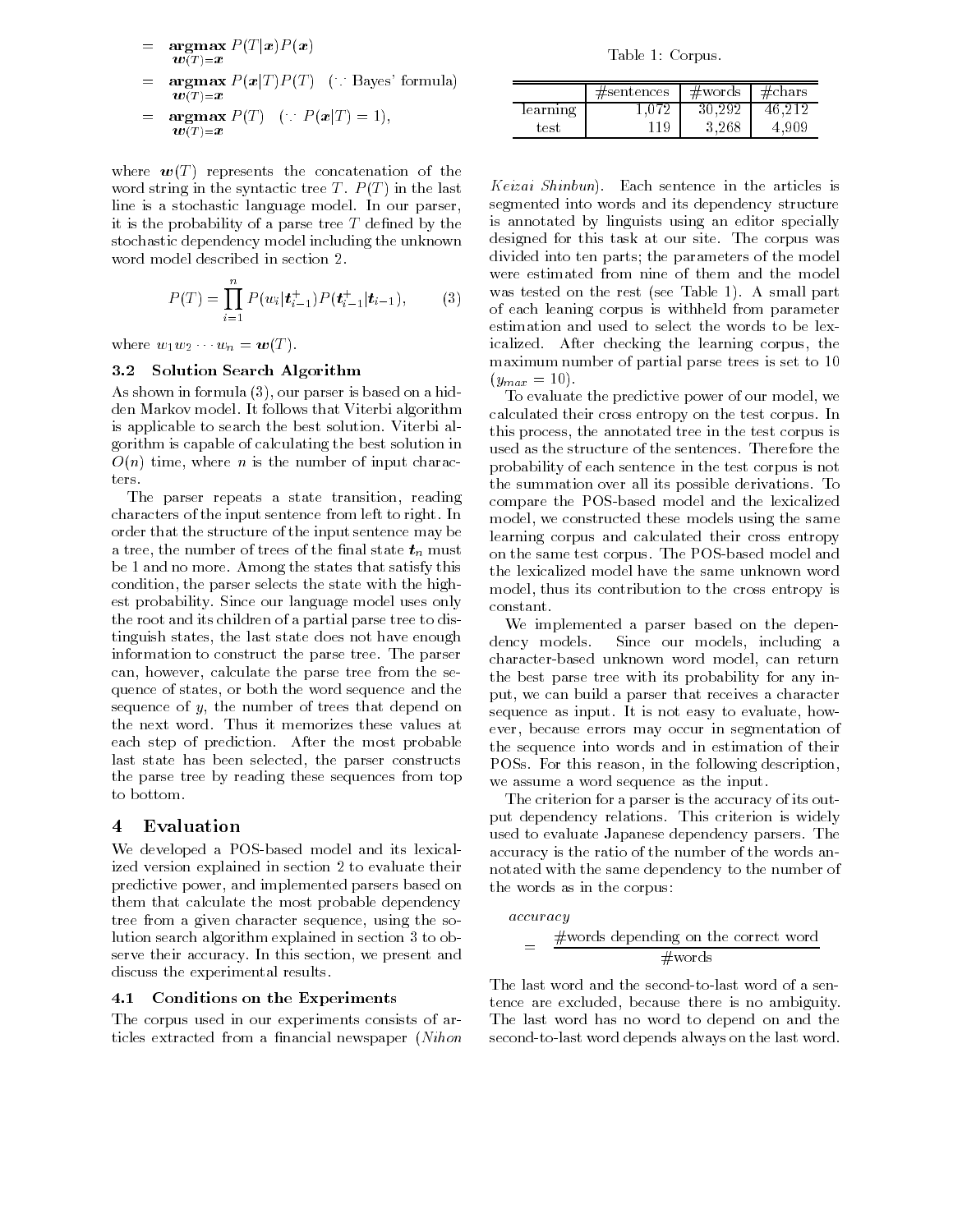$$
\begin{aligned}
&= \underset{\boldsymbol{w}(T)=\boldsymbol{x}}{\mathbf{argmax}}\ P(T|\boldsymbol{x})P(\boldsymbol{x}) \\
&= \underset{\boldsymbol{w}(T)=\boldsymbol{x}}{\mathbf{argmax}}\ P(\boldsymbol{x}|T)P(T) \quad (\because \text{Bayes' formula}) \\
&= \underset{\boldsymbol{w}(T)=\boldsymbol{x}}{\mathbf{argmax}}\ P(T) \quad (\because P(\boldsymbol{x}|T) = 1),
\end{aligned}
$$

where $\boldsymbol{w}(T)$ represents the concatenation of the word string in the syntactic tree $T$. $P(T)$ in the last line is a stochastic language model. In our parser, it is the probability of a parse tree $T$ defined by the stochastic dependency model including the unknown word model described in section 2.

$$
P(T) = \prod_{i=1}^{n} P(w_i|\boldsymbol{t}_{i-1}^{+})P(\boldsymbol{t}_{i-1}^{+}|\boldsymbol{t}_{i-1}), \qquad (3)
$$

where $w_1 w_2 \cdots w_n = \boldsymbol{w}(T)$.

### 3.2 Solution Search Algorithm

As shown in formula (3), our parser is based on a hidden Markov model. It follows that Viterbi algorithm is applicable to search the best solution. Viterbi algorithm is capable of calculating the best solution in $O(n)$ time, where $n$ is the number of input characters.

The parser repeats a state transition, reading characters of the input sentence from left to right. In order that the structure of the input sentence may be a tree, the number of trees of the final state $\boldsymbol{t}_n$ must be 1 and no more. Among the states that satisfy this condition, the parser selects the state with the highest probability. Since our language model uses only the root and its children of a partial parse tree to distinguish states, the last state does not have enough information to construct the parse tree. The parser can, however, calculate the parse tree from the sequence of states, or both the word sequence and the sequence of $y$, the number of trees that depend on the next word. Thus it memorizes these values at each step of prediction. After the most probable last state has been selected, the parser constructs the parse tree by reading these sequences from top to bottom.

## 4 Evaluation

We developed a POS-based model and its lexicalized version explained in section 2 to evaluate their predictive power, and implemented parsers based on them that calculate the most probable dependency tree from a given character sequence, using the solution search algorithm explained in section 3 to observe their accuracy. In this section, we present and discuss the experimental results.

### 4.1 Conditions on the Experiments

The corpus used in our experiments consists of articles extracted from a financial newspaper (*Nihon Keizai Shinbun*). Each sentence in the articles is segmented into words and its dependency structure is annotated by linguists using an editor specially designed for this task at our site. The corpus was divided into ten parts; the parameters of the model were estimated from nine of them and the model was tested on the rest (see Table 1). A small part of each leaning corpus is withheld from parameter estimation and used to select the words to be lexicalized. After checking the learning corpus, the maximum number of partial parse trees is set to 10 ($y_{max} = 10$).

Table 1: Corpus.

| | #sentences | #words | #chars |
|---|---|---|---|
| learning | 1,072 | 30,292 | 46,212 |
| test | 119 | 3,268 | 4,909 |

To evaluate the predictive power of our model, we calculated their cross entropy on the test corpus. In this process, the annotated tree in the test corpus is used as the structure of the sentences. Therefore the probability of each sentence in the test corpus is not the summation over all its possible derivations. To compare the POS-based model and the lexicalized model, we constructed these models using the same learning corpus and calculated their cross entropy on the same test corpus. The POS-based model and the lexicalized model have the same unknown word model, thus its contribution to the cross entropy is constant.

We implemented a parser based on the dependency models. Since our models, including a character-based unknown word model, can return the best parse tree with its probability for any input, we can build a parser that receives a character sequence as input. It is not easy to evaluate, however, because errors may occur in segmentation of the sequence into words and in estimation of their POSs. For this reason, in the following description, we assume a word sequence as the input.

The criterion for a parser is the accuracy of its output dependency relations. This criterion is widely used to evaluate Japanese dependency parsers. The accuracy is the ratio of the number of the words annotated with the same dependency to the number of the words as in the corpus:

$$
\begin{aligned}
&\textit{accuracy} \\
&= \frac{\#\text{words depending on the correct word}}{\#\text{words}}
\end{aligned}
$$

The last word and the second-to-last word of a sentence are excluded, because there is no ambiguity. The last word has no word to depend on and the second-to-last word depends always on the last word.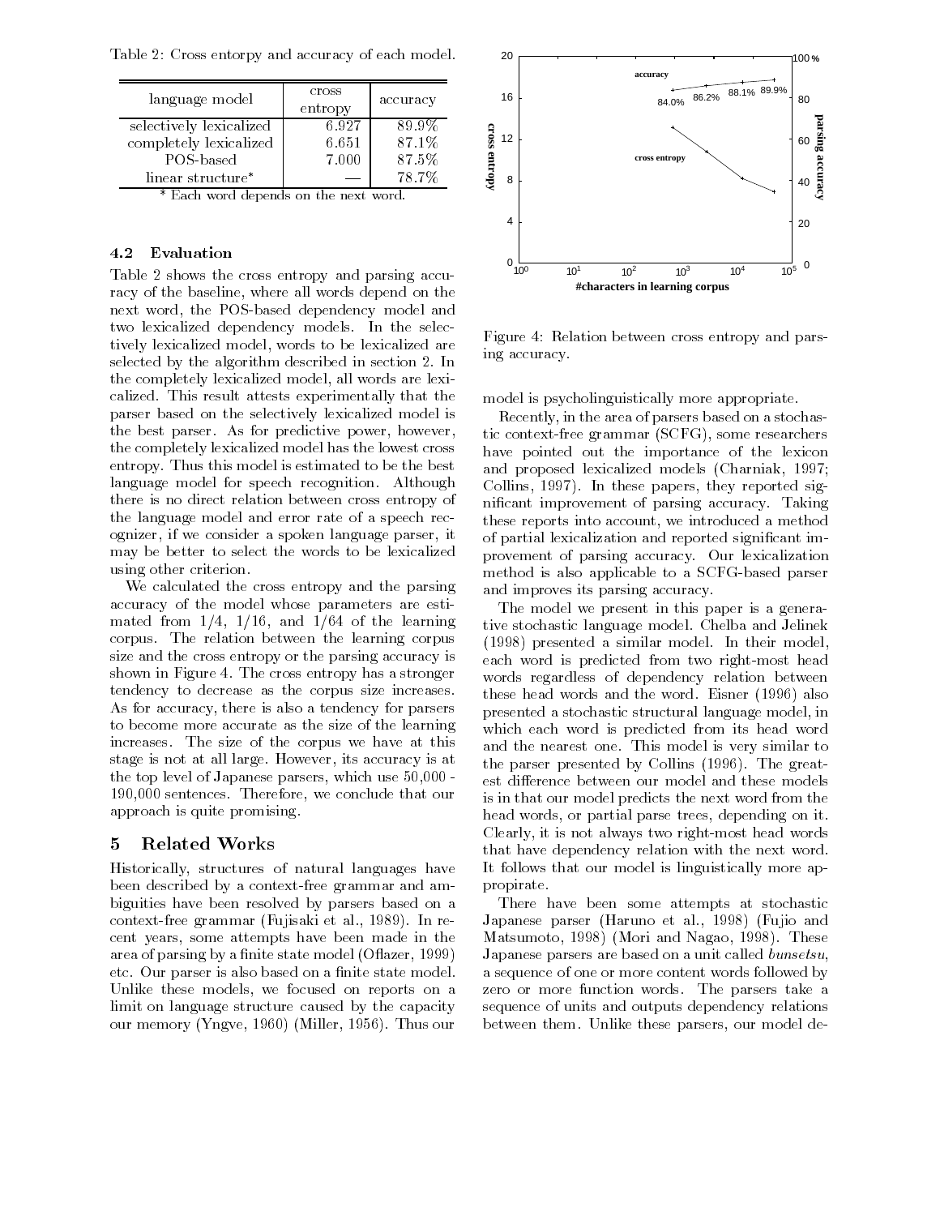Table 2: Cross entorpy and accuracy of each model.

| language model | cross entropy | accuracy |
|---|---|---|
| selectively lexicalized | 6.927 | 89.9% |
| completely lexicalized | 6.651 | 87.1% |
| POS-based | 7.000 | 87.5% |
| linear structure* | — | 78.7% |

\* Each word depends on the next word.

### 4.2 Evaluation

Table 2 shows the cross entropy and parsing accuracy of the baseline, where all words depend on the next word, the POS-based dependency model and two lexicalized dependency models. In the selectively lexicalized model, words to be lexicalized are selected by the algorithm described in section 2. In the completely lexicalized model, all words are lexicalized. This result attests experimentally that the parser based on the selectively lexicalized model is the best parser. As for predictive power, however, the completely lexicalized model has the lowest cross entropy. Thus this model is estimated to be the best language model for speech recognition. Although there is no direct relation between cross entropy of the language model and error rate of a speech recognizer, if we consider a spoken language parser, it may be better to select the words to be lexicalized using other criterion.

We calculated the cross entropy and the parsing accuracy of the model whose parameters are estimated from 1/4, 1/16, and 1/64 of the learning corpus. The relation between the learning corpus size and the cross entropy or the parsing accuracy is shown in Figure 4. The cross entropy has a stronger tendency to decrease as the corpus size increases. As for accuracy, there is also a tendency for parsers to become more accurate as the size of the learning increases. The size of the corpus we have at this stage is not at all large. However, its accuracy is at the top level of Japanese parsers, which use 50,000 - 190,000 sentences. Therefore, we conclude that our approach is quite promising.

Figure 4: Relation between cross entropy and parsing accuracy.

## 5 Related Works

Historically, structures of natural languages have been described by a context-free grammar and ambiguities have been resolved by parsers based on a context-free grammar (Fujisaki et al., 1989). In recent years, some attempts have been made in the area of parsing by a finite state model (Oflazer, 1999) etc. Our parser is also based on a finite state model. Unlike these models, we focused on reports on a limit on language structure caused by the capacity our memory (Yngve, 1960) (Miller, 1956). Thus our model is psycholinguistically more appropriate.

Recently, in the area of parsers based on a stochastic context-free grammar (SCFG), some researchers have pointed out the importance of the lexicon and proposed lexicalized models (Charniak, 1997; Collins, 1997). In these papers, they reported significant improvement of parsing accuracy. Taking these reports into account, we introduced a method of partial lexicalization and reported significant improvement of parsing accuracy. Our lexicalization method is also applicable to a SCFG-based parser and improves its parsing accuracy.

The model we present in this paper is a generative stochastic language model. Chelba and Jelinek (1998) presented a similar model. In their model, each word is predicted from two right-most head words regardless of dependency relation between these head words and the word. Eisner (1996) also presented a stochastic structural language model, in which each word is predicted from its head word and the nearest one. This model is very similar to the parser presented by Collins (1996). The greatest difference between our model and these models is in that our model predicts the next word from the head words, or partial parse trees, depending on it. Clearly, it is not always two right-most head words that have dependency relation with the next word. It follows that our model is linguistically more appropirate.

There have been some attempts at stochastic Japanese parser (Haruno et al., 1998) (Fujio and Matsumoto, 1998) (Mori and Nagao, 1998). These Japanese parsers are based on a unit called *bunsetsu*, a sequence of one or more content words followed by zero or more function words. The parsers take a sequence of units and outputs dependency relations between them. Unlike these parsers, our model de-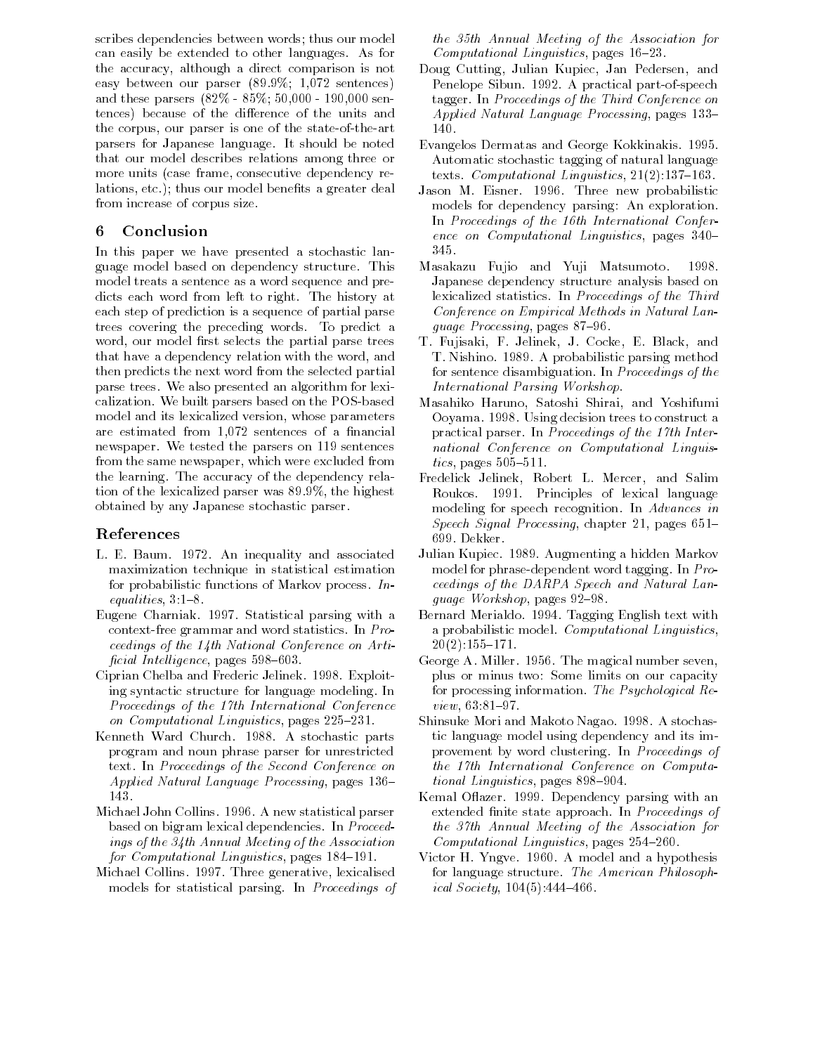scribes dependencies between words; thus our model can easily be extended to other languages. As for the accuracy, although a direct comparison is not easy between our parser (89.9%; 1,072 sentences) and these parsers (82% - 85%; 50,000 - 190,000 sentences) because of the difference of the units and the corpus, our parser is one of the state-of-the-art parsers for Japanese language. It should be noted that our model describes relations among three or more units (case frame, consecutive dependency relations, etc.); thus our model benefits a greater deal from increase of corpus size.

## 6 Conclusion

In this paper we have presented a stochastic language model based on dependency structure. This model treats a sentence as a word sequence and predicts each word from left to right. The history at each step of prediction is a sequence of partial parse trees covering the preceding words. To predict a word, our model first selects the partial parse trees that have a dependency relation with the word, and then predicts the next word from the selected partial parse trees. We also presented an algorithm for lexicalization. We built parsers based on the POS-based model and its lexicalized version, whose parameters are estimated from 1,072 sentences of a financial newspaper. We tested the parsers on 119 sentences from the same newspaper, which were excluded from the learning. The accuracy of the dependency relation of the lexicalized parser was 89.9%, the highest obtained by any Japanese stochastic parser.

## References

L. E. Baum. 1972. An inequality and associated maximization technique in statistical estimation for probabilistic functions of Markov process. *Inequalities*, 3:1–8.

Eugene Charniak. 1997. Statistical parsing with a context-free grammar and word statistics. In *Proceedings of the 14th National Conference on Artificial Intelligence*, pages 598–603.

Ciprian Chelba and Frederic Jelinek. 1998. Exploiting syntactic structure for language modeling. In *Proceedings of the 17th International Conference on Computational Linguistics*, pages 225–231.

Kenneth Ward Church. 1988. A stochastic parts program and noun phrase parser for unrestricted text. In *Proceedings of the Second Conference on Applied Natural Language Processing*, pages 136–143.

Michael John Collins. 1996. A new statistical parser based on bigram lexical dependencies. In *Proceedings of the 34th Annual Meeting of the Association for Computational Linguistics*, pages 184–191.

Michael Collins. 1997. Three generative, lexicalised models for statistical parsing. In *Proceedings of the 35th Annual Meeting of the Association for Computational Linguistics*, pages 16–23.

Doug Cutting, Julian Kupiec, Jan Pedersen, and Penelope Sibun. 1992. A practical part-of-speech tagger. In *Proceedings of the Third Conference on Applied Natural Language Processing*, pages 133–140.

Evangelos Dermatas and George Kokkinakis. 1995. Automatic stochastic tagging of natural language texts. *Computational Linguistics*, 21(2):137–163.

Jason M. Eisner. 1996. Three new probabilistic models for dependency parsing: An exploration. In *Proceedings of the 16th International Conference on Computational Linguistics*, pages 340–345.

Masakazu Fujio and Yuji Matsumoto. 1998. Japanese dependency structure analysis based on lexicalized statistics. In *Proceedings of the Third Conference on Empirical Methods in Natural Language Processing*, pages 87–96.

T. Fujisaki, F. Jelinek, J. Cocke, E. Black, and T. Nishino. 1989. A probabilistic parsing method for sentence disambiguation. In *Proceedings of the International Parsing Workshop*.

Masahiko Haruno, Satoshi Shirai, and Yoshifumi Ooyama. 1998. Using decision trees to construct a practical parser. In *Proceedings of the 17th International Conference on Computational Linguistics*, pages 505–511.

Fredelick Jelinek, Robert L. Mercer, and Salim Roukos. 1991. Principles of lexical language modeling for speech recognition. In *Advances in Speech Signal Processing*, chapter 21, pages 651–699. Dekker.

Julian Kupiec. 1989. Augmenting a hidden Markov model for phrase-dependent word tagging. In *Proceedings of the DARPA Speech and Natural Language Workshop*, pages 92–98.

Bernard Merialdo. 1994. Tagging English text with a probabilistic model. *Computational Linguistics*, 20(2):155–171.

George A. Miller. 1956. The magical number seven, plus or minus two: Some limits on our capacity for processing information. *The Psychological Review*, 63:81–97.

Shinsuke Mori and Makoto Nagao. 1998. A stochastic language model using dependency and its improvement by word clustering. In *Proceedings of the 17th International Conference on Computational Linguistics*, pages 898–904.

Kemal Oflazer. 1999. Dependency parsing with an extended finite state approach. In *Proceedings of the 37th Annual Meeting of the Association for Computational Linguistics*, pages 254–260.

Victor H. Yngve. 1960. A model and a hypothesis for language structure. *The American Philosophical Society*, 104(5):444–466.